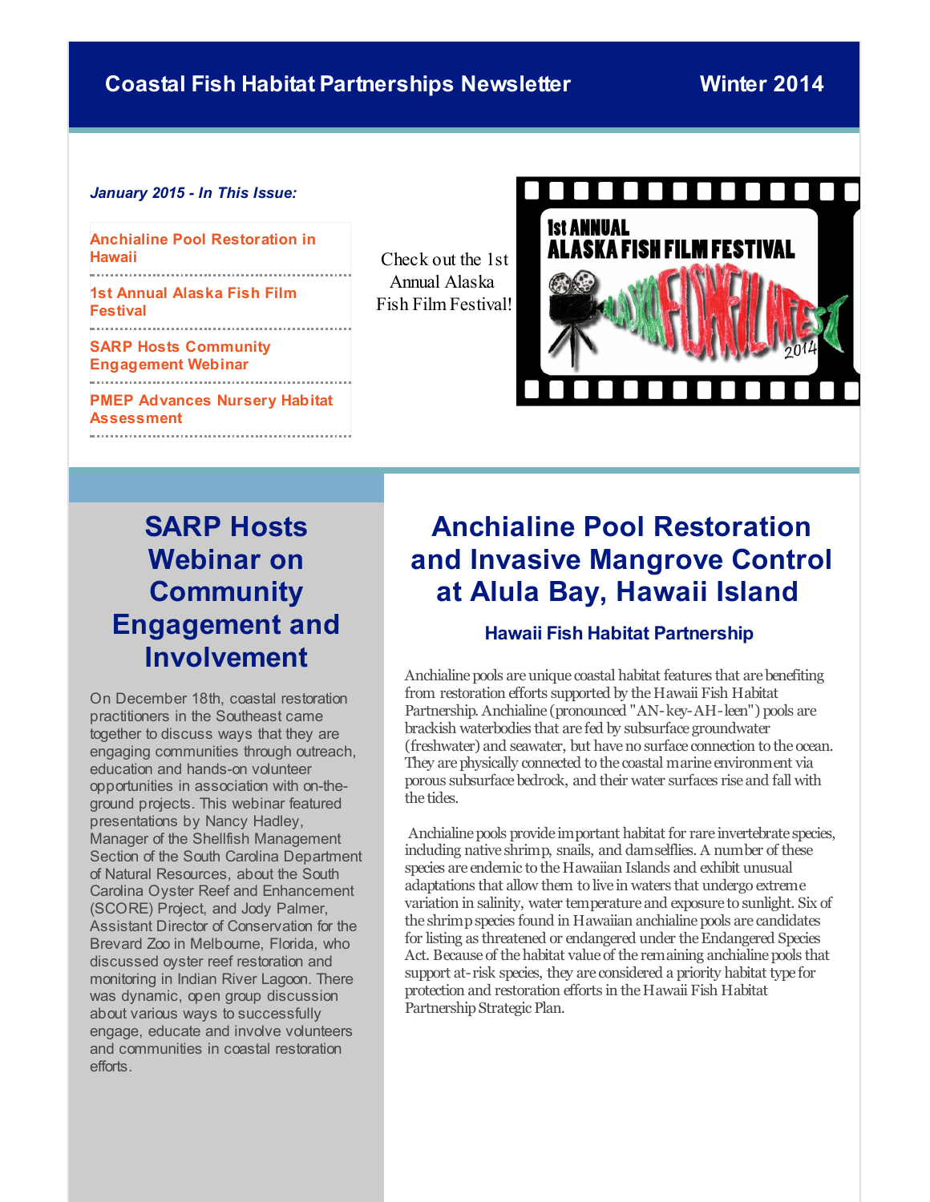# Coastal Fish Habitat Partnerships Newsletter — Winter 2014

*January 2015 - In This Issue:*

- Anchialine Pool Restoration in Hawaii
- 1st Annual Alaska Fish Film Festival
- SARP Hosts Community Engagement Webinar
- PMEP Advances Nursery Habitat Assessment

Check out the 1st Annual Alaska Fish Film Festival!

## SARP Hosts Webinar on Community Engagement and Involvement

On December 18th, coastal restoration practitioners in the Southeast came together to discuss ways that they are engaging communities through outreach, education and hands-on volunteer opportunities in association with on-the-ground projects. This webinar featured presentations by Nancy Hadley, Manager of the Shellfish Management Section of the South Carolina Department of Natural Resources, about the South Carolina Oyster Reef and Enhancement (SCORE) Project, and Jody Palmer, Assistant Director of Conservation for the Brevard Zoo in Melbourne, Florida, who discussed oyster reef restoration and monitoring in Indian River Lagoon. There was dynamic, open group discussion about various ways to successfully engage, educate and involve volunteers and communities in coastal restoration efforts.

## Anchialine Pool Restoration and Invasive Mangrove Control at Alula Bay, Hawaii Island

### Hawaii Fish Habitat Partnership

Anchialine pools are unique coastal habitat features that are benefiting from restoration efforts supported by the Hawaii Fish Habitat Partnership. Anchialine (pronounced "AN-key-AH-leen") pools are brackish waterbodies that are fed by subsurface groundwater (freshwater) and seawater, but have no surface connection to the ocean. They are physically connected to the coastal marine environment via porous subsurface bedrock, and their water surfaces rise and fall with the tides.

Anchialine pools provide important habitat for rare invertebrate species, including native shrimp, snails, and damselflies. A number of these species are endemic to the Hawaiian Islands and exhibit unusual adaptations that allow them to live in waters that undergo extreme variation in salinity, water temperature and exposure to sunlight. Six of the shrimp species found in Hawaiian anchialine pools are candidates for listing as threatened or endangered under the Endangered Species Act. Because of the habitat value of the remaining anchialine pools that support at-risk species, they are considered a priority habitat type for protection and restoration efforts in the Hawaii Fish Habitat Partnership Strategic Plan.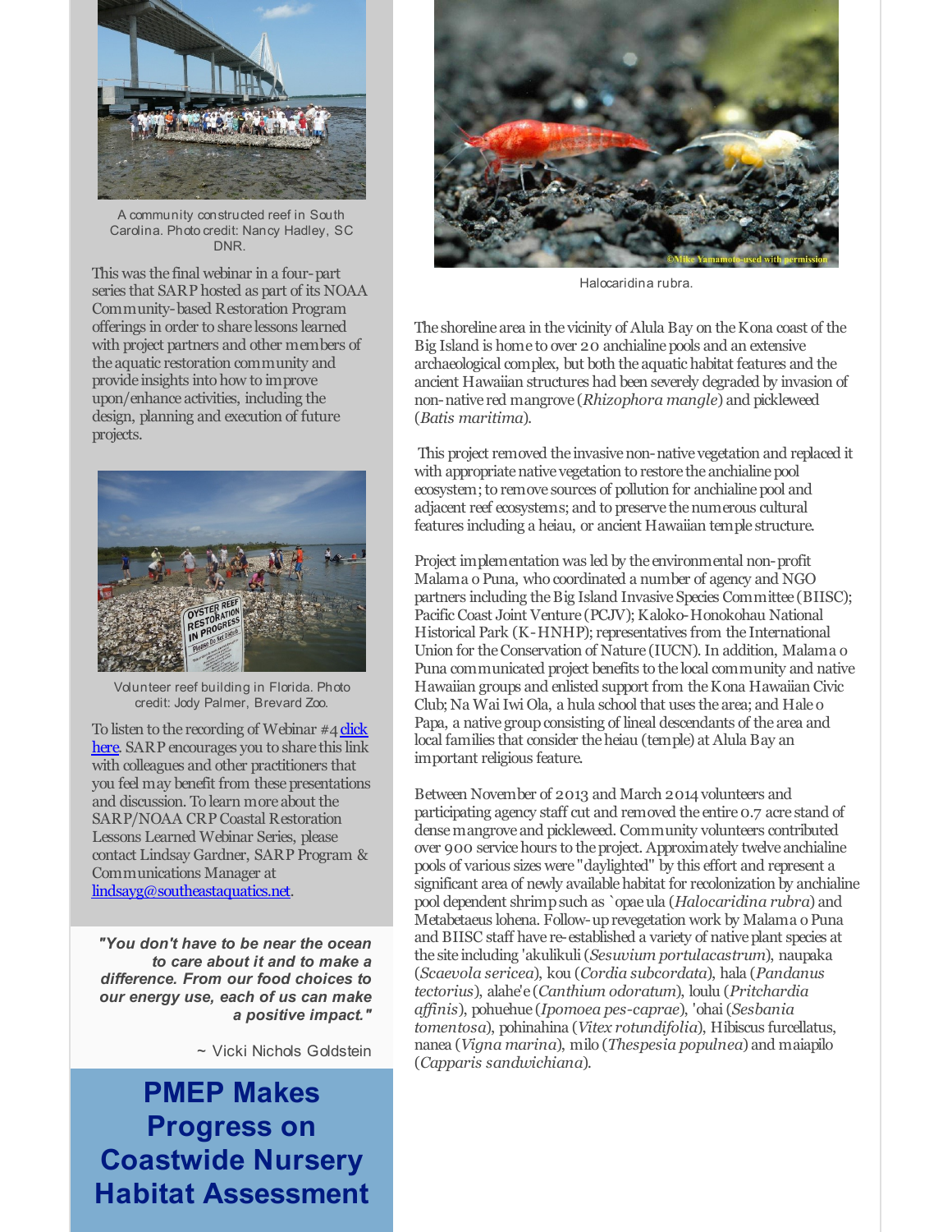A community constructed reef in South Carolina. Photo credit: Nancy Hadley, SC DNR.

This was the final webinar in a four-part series that SARP hosted as part of its NOAA Community-based Restoration Program offerings in order to share lessons learned with project partners and other members of the aquatic restoration community and provide insights into how to improve upon/enhance activities, including the design, planning and execution of future projects.

Volunteer reef building in Florida. Photo credit: Jody Palmer, Brevard Zoo.

To listen to the recording of Webinar #4 click here. SARP encourages you to share this link with colleagues and other practitioners that you feel may benefit from these presentations and discussion. To learn more about the SARP/NOAA CRP Coastal Restoration Lessons Learned Webinar Series, please contact Lindsay Gardner, SARP Program & Communications Manager at lindsayg@southeastaquatics.net.

***"You don't have to be near the ocean to care about it and to make a difference. From our food choices to our energy use, each of us can make a positive impact."***

~ Vicki Nichols Goldstein

# PMEP Makes Progress on Coastwide Nursery Habitat Assessment

Halocaridina rubra.

The shoreline area in the vicinity of Alula Bay on the Kona coast of the Big Island is home to over 20 anchialine pools and an extensive archaeological complex, but both the aquatic habitat features and the ancient Hawaiian structures had been severely degraded by invasion of non-native red mangrove (*Rhizophora mangle*) and pickleweed (*Batis maritima*).

This project removed the invasive non-native vegetation and replaced it with appropriate native vegetation to restore the anchialine pool ecosystem; to remove sources of pollution for anchialine pool and adjacent reef ecosystems; and to preserve the numerous cultural features including a heiau, or ancient Hawaiian temple structure.

Project implementation was led by the environmental non-profit Malama o Puna, who coordinated a number of agency and NGO partners including the Big Island Invasive Species Committee (BIISC); Pacific Coast Joint Venture (PCJV); Kaloko-Honokohau National Historical Park (K-HNHP); representatives from the International Union for the Conservation of Nature (IUCN). In addition, Malama o Puna communicated project benefits to the local community and native Hawaiian groups and enlisted support from the Kona Hawaiian Civic Club; Na Wai Iwi Ola, a hula school that uses the area; and Hale o Papa, a native group consisting of lineal descendants of the area and local families that consider the heiau (temple) at Alula Bay an important religious feature.

Between November of 2013 and March 2014 volunteers and participating agency staff cut and removed the entire 0.7 acre stand of dense mangrove and pickleweed. Community volunteers contributed over 900 service hours to the project. Approximately twelve anchialine pools of various sizes were "daylighted" by this effort and represent a significant area of newly available habitat for recolonization by anchialine pool dependent shrimp such as `opae ula (*Halocaridina rubra*) and Metabetaeus lohena. Follow-up revegetation work by Malama o Puna and BIISC staff have re-established a variety of native plant species at the site including 'akulikuli (*Sesuvium portulacastrum*), naupaka (*Scaevola sericea*), kou (*Cordia subcordata*), hala (*Pandanus tectorius*), alahe'e (*Canthium odoratum*), loulu (*Pritchardia affinis*), pohuehue (*Ipomoea pes-caprae*), 'ohai (*Sesbania tomentosa*), pohinahina (*Vitex rotundifolia*), Hibiscus furcellatus, nanea (*Vigna marina*), milo (*Thespesia populnea*) and maiapilo (*Capparis sandwichiana*).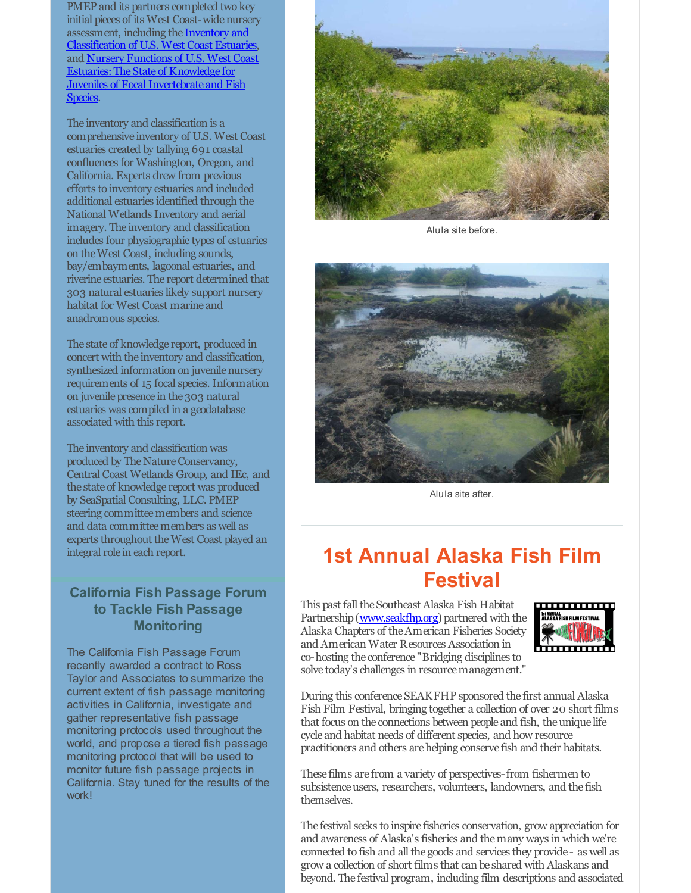PMEP and its partners completed two key initial pieces of its West Coast-wide nursery assessment, including the [Inventory and Classification of U.S. West Coast Estuaries](), and [Nursery Functions of U.S. West Coast Estuaries: The State of Knowledge for Juveniles of Focal Invertebrate and Fish Species]().

The inventory and classification is a comprehensive inventory of U.S. West Coast estuaries created by tallying 691 coastal confluences for Washington, Oregon, and California. Experts drew from previous efforts to inventory estuaries and included additional estuaries identified through the National Wetlands Inventory and aerial imagery. The inventory and classification includes four physiographic types of estuaries on the West Coast, including sounds, bay/embayments, lagoonal estuaries, and riverine estuaries. The report determined that 303 natural estuaries likely support nursery habitat for West Coast marine and anadromous species.

The state of knowledge report, produced in concert with the inventory and classification, synthesized information on juvenile nursery requirements of 15 focal species. Information on juvenile presence in the 303 natural estuaries was compiled in a geodatabase associated with this report.

The inventory and classification was produced by The Nature Conservancy, Central Coast Wetlands Group, and IEc, and the state of knowledge report was produced by SeaSpatial Consulting, LLC. PMEP steering committee members and science and data committee members as well as experts throughout the West Coast played an integral role in each report.

## California Fish Passage Forum to Tackle Fish Passage Monitoring

The California Fish Passage Forum recently awarded a contract to Ross Taylor and Associates to summarize the current extent of fish passage monitoring activities in California, investigate and gather representative fish passage monitoring protocols used throughout the world, and propose a tiered fish passage monitoring protocol that will be used to monitor future fish passage projects in California. Stay tuned for the results of the work!

Alula site before.

Alula site after.

## 1st Annual Alaska Fish Film Festival

This past fall the Southeast Alaska Fish Habitat Partnership ([www.seakfhp.org]()) partnered with the Alaska Chapters of the American Fisheries Society and American Water Resources Association in co-hosting the conference "Bridging disciplines to solve today's challenges in resource management."

During this conference SEAKFHP sponsored the first annual Alaska Fish Film Festival, bringing together a collection of over 20 short films that focus on the connections between people and fish, the unique life cycle and habitat needs of different species, and how resource practitioners and others are helping conserve fish and their habitats.

These films are from a variety of perspectives- from fishermen to subsistence users, researchers, volunteers, landowners, and the fish themselves.

The festival seeks to inspire fisheries conservation, grow appreciation for and awareness of Alaska's fisheries and the many ways in which we're connected to fish and all the goods and services they provide - as well as grow a collection of short films that can be shared with Alaskans and beyond. The festival program, including film descriptions and associated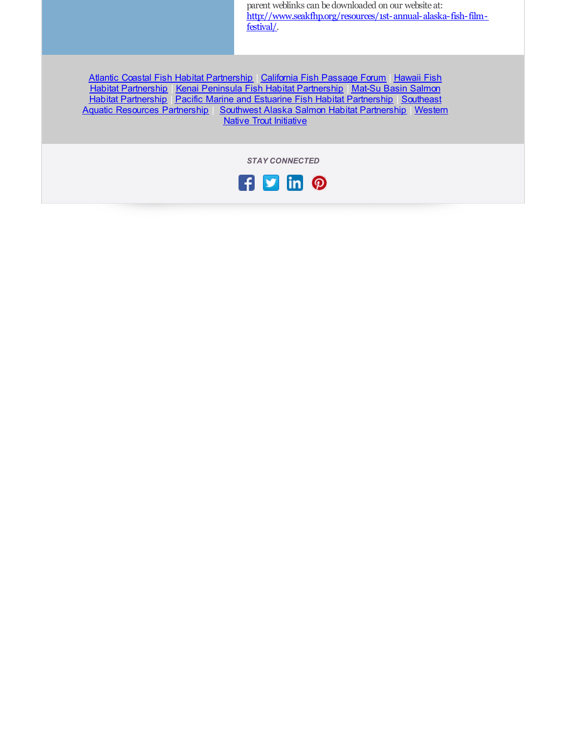parent weblinks can be downloaded on our website at: http://www.seakfhp.org/resources/1st-annual-alaska-fish-film-festival/.

Atlantic Coastal Fish Habitat Partnership | California Fish Passage Forum | Hawaii Fish Habitat Partnership | Kenai Peninsula Fish Habitat Partnership | Mat-Su Basin Salmon Habitat Partnership | Pacific Marine and Estuarine Fish Habitat Partnership | Southeast Aquatic Resources Partnership | Southwest Alaska Salmon Habitat Partnership | Western Native Trout Initiative

***STAY CONNECTED***